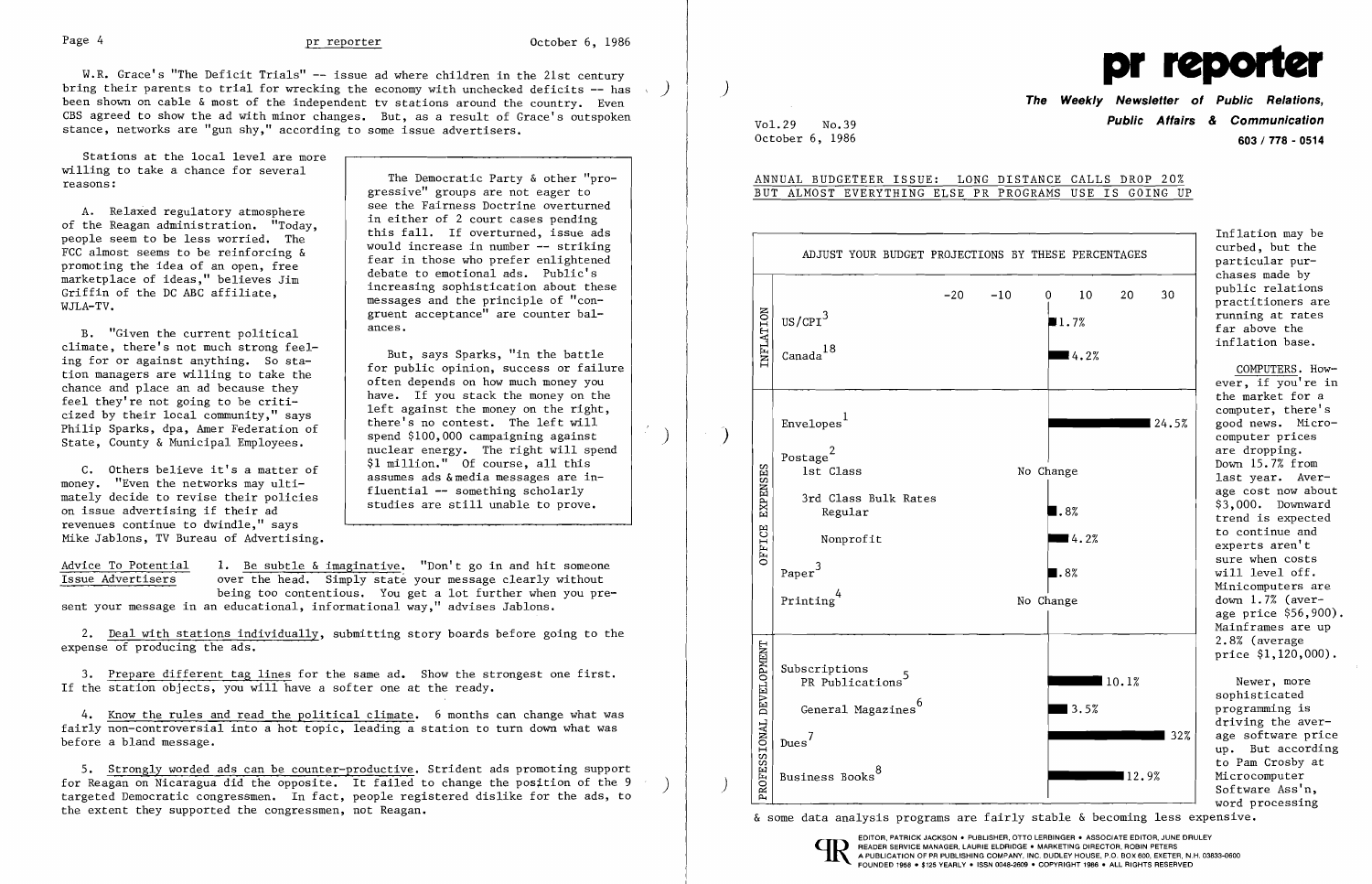W.R. Grace's "The Deficit Trials" -- issue ad where children in the 21st century bring their parents to trial for wrecking the economy with unchecked deficits -- has been shown on cable & most of the independent tv stations around the country. Even CBS agreed to show the ad with minor changes. But, as a result of Grace's outspoken stance, networks are "gun shy," according to some issue advertisers.

Stations at the local level are more willing to take a chance for several reasons:

A. Relaxed regulatory atmosphere of the Reagan administration. "Today, people seem to be less worried. The FCC almost seems to be reinforcing & promoting the idea of an open, free marketplace of ideas," believes Jim Griffin of the DC ABC affiliate, WJLA-TV.

B. "Given the current political climate, there's not much strong feeling for or against anything. So station managers are willing to take the chance and place an ad because they feel they're not going to be criticized by their local community," says Philip Sparks, dpa, Amer Federation of State, County & Municipal Employees.

C. Others believe it's a matter of money. "Even the networks may ultimately decide to revise their policies on issue advertising if their ad revenues continue to dwindle," says Mike Jablons, TV Bureau of Advertising.

> The Democratic Party & other "progressive" groups are not eager to see the Fairness Doctrine overturned in either of 2 court cases pending this fall. If overturned, issue ads would increase in number -- striking fear in those who prefer enlightened debate to emotional ads. Public's increasing sophistication about these messages and the principle of "congruent acceptance" are counter balances.
>
> But, says Sparks, "in the battle for public opinion, success or failure often depends on how much money you have. If you stack the money on the left against the money on the right, there's no contest. The left will spend $100,000 campaigning against nuclear energy. The right will spend $1 million." Of course, all this assumes ads & media messages are influential -- something scholarly studies are still unable to prove.

**Advice To Potential Issue Advertisers**

1. Be subtle & imaginative. "Don't go in and hit someone over the head. Simply state your message clearly without being too contentious. You get a lot further when you present your message in an educational, informational way," advises Jablons.

2. Deal with stations individually, submitting story boards before going to the expense of producing the ads.

3. Prepare different tag lines for the same ad. Show the strongest one first. If the station objects, you will have a softer one at the ready.

4. Know the rules and read the political climate. 6 months can change what was fairly non-controversial into a hot topic, leading a station to turn down what was before a bland message.

5. Strongly worded ads can be counter-productive. Strident ads promoting support for Reagan on Nicaragua did the opposite. It failed to change the position of the 9 targeted Democratic congressmen. In fact, people registered dislike for the ads, to the extent they supported the congressmen, not Reagan.

# pr reporter

**The Weekly Newsletter of Public Relations, Public Affairs & Communication**

Vol.29 No.39
October 6, 1986

603 / 778 - 0514

## ANNUAL BUDGETEER ISSUE: LONG DISTANCE CALLS DROP 20% BUT ALMOST EVERYTHING ELSE PR PROGRAMS USE IS GOING UP

**ADJUST YOUR BUDGET PROJECTIONS BY THESE PERCENTAGES**

| Category | Item | Change |
|---|---|---|
| INFLATION | US/CPI[3] | 1.7% |
| | Canada[18] | 4.2% |
| OFFICE EXPENSES | Envelopes[1] | 24.5% |
| | Postage[2] 1st Class | No Change |
| | 3rd Class Bulk Rates Regular | .8% |
| | Nonprofit | 4.2% |
| | Paper[3] | .8% |
| | Printing[4] | No Change |
| PROFESSIONAL DEVELOPMENT | Subscriptions PR Publications[5] | 10.1% |
| | General Magazines[6] | 3.5% |
| | Dues[7] | 32% |
| | Business Books[8] | 12.9% |

Inflation may be curbed, but the particular purchases made by public relations practitioners are running at rates far above the inflation base.

COMPUTERS. However, if you're in the market for a computer, there's good news. Microcomputer prices are dropping. Down 15.7% from last year. Average cost now about $3,000. Downward trend is expected to continue and experts aren't sure when costs will level off. Minicomputers are down 1.7% (average price $56,900). Mainframes are up 2.8% (average price $1,120,000).

Newer, more sophisticated programming is driving the average software price up. But according to Pam Crosby at Microcomputer Software Ass'n, word processing & some data analysis programs are fairly stable & becoming less expensive.

EDITOR, PATRICK JACKSON • PUBLISHER, OTTO LERBINGER • ASSOCIATE EDITOR, JUNE DRULEY
READER SERVICE MANAGER, LAURIE ELDRIDGE • MARKETING DIRECTOR, ROBIN PETERS
A PUBLICATION OF PR PUBLISHING COMPANY, INC. DUDLEY HOUSE, P.O. BOX 600, EXETER, N.H. 03833-0600
FOUNDED 1958 • $125 YEARLY • ISSN 0048-2609 • COPYRIGHT 1986 • ALL RIGHTS RESERVED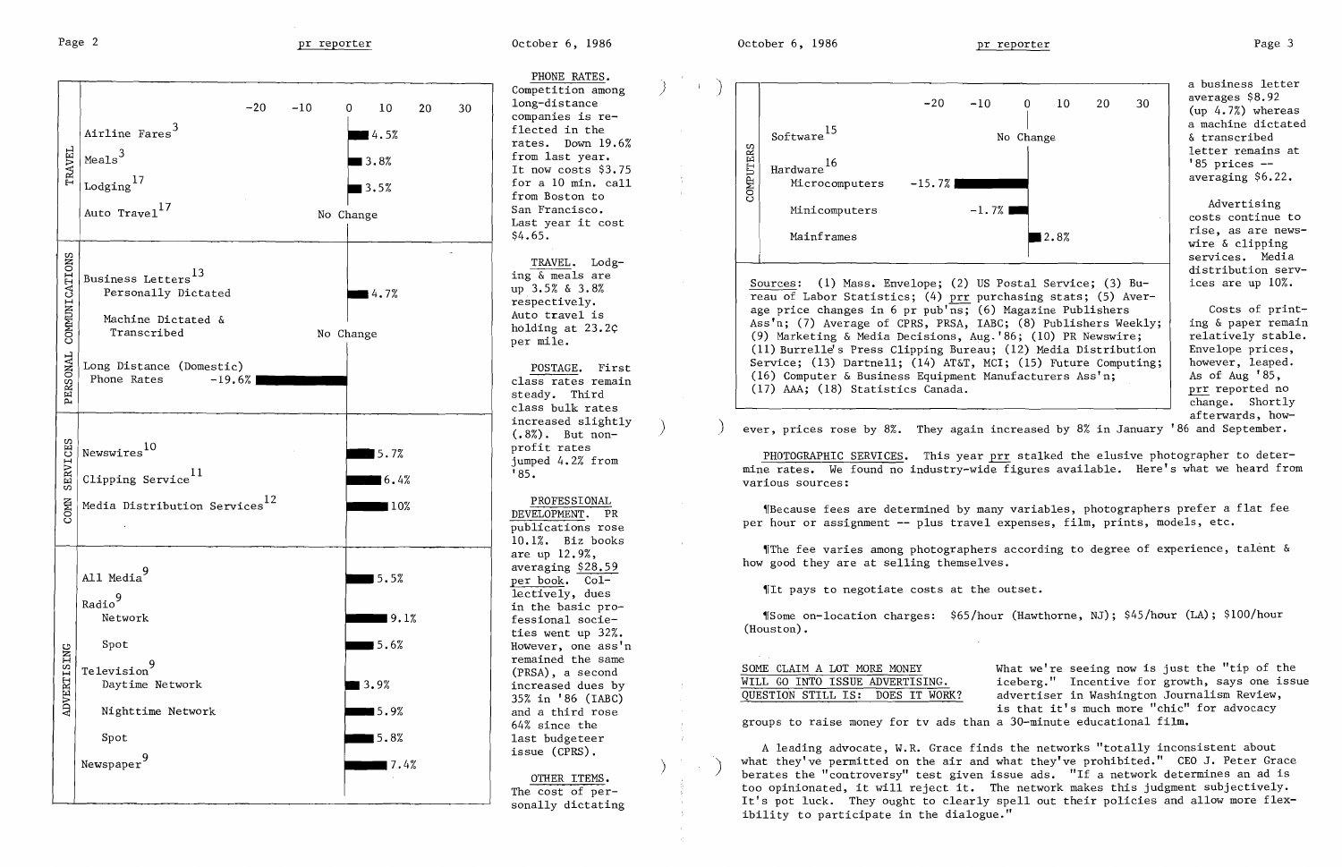-20 -10 0 10 20 30

TRAVEL

Airline Fares[3] 4.5%

Meals[3] 3.8%

Lodging[17] 3.5%

Auto Travel[17] No Change

PERSONAL COMMUNICATIONS

Business Letters[13]

Personally Dictated 4.7%

Machine Dictated & Transcribed No Change

Long Distance (Domestic) Phone Rates -19.6%

COMN SERVICES

Newswires[10] 5.7%

Clipping Service[11] 6.4%

Media Distribution Services[12] 10%

ADVERTISING

All Media[9] 5.5%

Radio[9]

Network 9.1%

Spot 5.6%

Television[9]

Daytime Network 3.9%

Nighttime Network 5.9%

Spot 5.8%

Newspaper[9] 7.4%

PHONE RATES. Competition among long-distance companies is reflected in the rates. Down 19.6% from last year. It now costs $3.75 for a 10 min. call from Boston to San Francisco. Last year it cost $4.65.

TRAVEL. Lodging & meals are up 3.5% & 3.8% respectively. Auto travel is holding at 23.2¢ per mile.

POSTAGE. First class rates remain steady. Third class bulk rates increased slightly (.8%). But nonprofit rates jumped 4.2% from '85.

PROFESSIONAL DEVELOPMENT. PR publications rose 10.1%. Biz books are up 12.9%, averaging $28.59 per book. Collectively, dues in the basic professional societies went up 32%. However, one ass'n remained the same (PRSA), a second increased dues by 35% in '86 (IABC) and a third rose 64% since the last budgeteer issue (CPRS).

OTHER ITEMS. The cost of personally dictating a business letter averages $8.92 (up 4.7%) whereas a machine dictated & transcribed letter remains at '85 prices -- averaging $6.22.

-20 -10 0 10 20 30

COMPUTERS

Software[15] No Change

Hardware[16]

Microcomputers -15.7%

Minicomputers -1.7%

Mainframes 2.8%

Sources: (1) Mass. Envelope; (2) US Postal Service; (3) Bureau of Labor Statistics; (4) prr purchasing stats; (5) Average price changes in 6 pr pub'ns; (6) Magazine Publishers Ass'n; (7) Average of CPRS, PRSA, IABC; (8) Publishers Weekly; (9) Marketing & Media Decisions, Aug.'86; (10) PR Newswire; (11) Burrelle's Press Clipping Bureau; (12) Media Distribution Service; (13) Dartnell; (14) AT&T, MCI; (15) Future Computing; (16) Computer & Business Equipment Manufacturers Ass'n; (17) AAA; (18) Statistics Canada.

Advertising costs continue to rise, as are newswire & clipping services. Media distribution services are up 10%.

Costs of printing & paper remain relatively stable. Envelope prices, however, leaped. As of Aug '85, prr reported no change. Shortly afterwards, however, prices rose by 8%. They again increased by 8% in January '86 and September.

PHOTOGRAPHIC SERVICES. This year prr stalked the elusive photographer to determine rates. We found no industry-wide figures available. Here's what we heard from various sources:

¶Because fees are determined by many variables, photographers prefer a flat fee per hour or assignment -- plus travel expenses, film, prints, models, etc.

¶The fee varies among photographers according to degree of experience, talent & how good they are at selling themselves.

¶It pays to negotiate costs at the outset.

¶Some on-location charges: $65/hour (Hawthorne, NJ); $45/hour (LA); $100/hour (Houston).

SOME CLAIM A LOT MORE MONEY WILL GO INTO ISSUE ADVERTISING. QUESTION STILL IS: DOES IT WORK?

What we're seeing now is just the "tip of the iceberg." Incentive for growth, says one issue advertiser in Washington Journalism Review, is that it's much more "chic" for advocacy groups to raise money for tv ads than a 30-minute educational film.

A leading advocate, W.R. Grace finds the networks "totally inconsistent about what they've permitted on the air and what they've prohibited." CEO J. Peter Grace berates the "controversy" test given issue ads. "If a network determines an ad is too opinionated, it will reject it. The network makes this judgment subjectively. It's pot luck. They ought to clearly spell out their policies and allow more flexibility to participate in the dialogue."